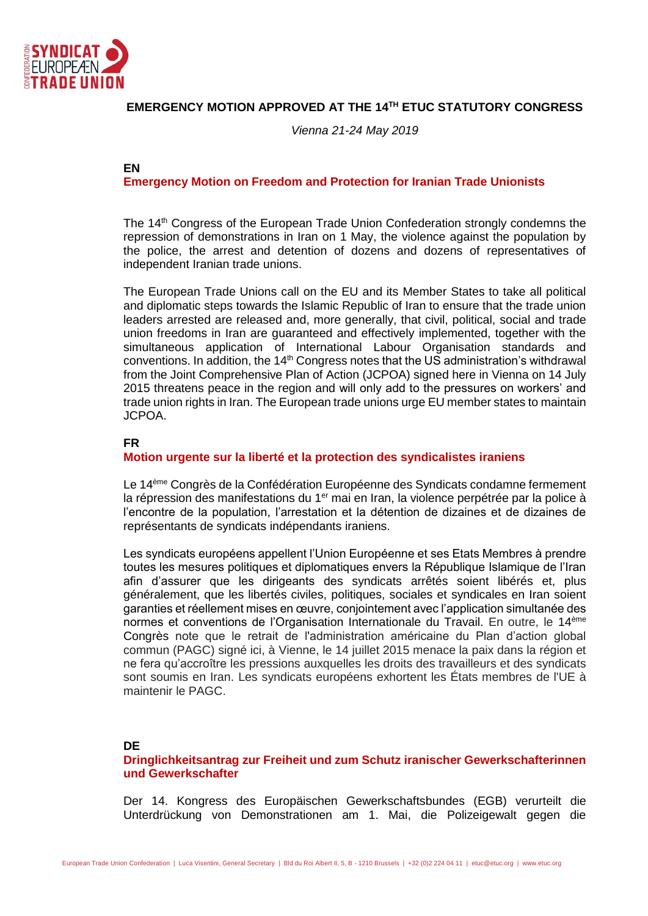**EMERGENCY MOTION APPROVED AT THE 14TH ETUC STATUTORY CONGRESS**

*Vienna 21-24 May 2019*

**EN**

## Emergency Motion on Freedom and Protection for Iranian Trade Unionists

The 14th Congress of the European Trade Union Confederation strongly condemns the repression of demonstrations in Iran on 1 May, the violence against the population by the police, the arrest and detention of dozens and dozens of representatives of independent Iranian trade unions.

The European Trade Unions call on the EU and its Member States to take all political and diplomatic steps towards the Islamic Republic of Iran to ensure that the trade union leaders arrested are released and, more generally, that civil, political, social and trade union freedoms in Iran are guaranteed and effectively implemented, together with the simultaneous application of International Labour Organisation standards and conventions. In addition, the 14th Congress notes that the US administration's withdrawal from the Joint Comprehensive Plan of Action (JCPOA) signed here in Vienna on 14 July 2015 threatens peace in the region and will only add to the pressures on workers' and trade union rights in Iran. The European trade unions urge EU member states to maintain JCPOA.

**FR**

## Motion urgente sur la liberté et la protection des syndicalistes iraniens

Le 14ème Congrès de la Confédération Européenne des Syndicats condamne fermement la répression des manifestations du 1er mai en Iran, la violence perpétrée par la police à l'encontre de la population, l'arrestation et la détention de dizaines et de dizaines de représentants de syndicats indépendants iraniens.

Les syndicats européens appellent l'Union Européenne et ses Etats Membres à prendre toutes les mesures politiques et diplomatiques envers la République Islamique de l'Iran afin d'assurer que les dirigeants des syndicats arrêtés soient libérés et, plus généralement, que les libertés civiles, politiques, sociales et syndicales en Iran soient garanties et réellement mises en œuvre, conjointement avec l'application simultanée des normes et conventions de l'Organisation Internationale du Travail. En outre, le 14ème Congrès note que le retrait de l'administration américaine du Plan d'action global commun (PAGC) signé ici, à Vienne, le 14 juillet 2015 menace la paix dans la région et ne fera qu'accroître les pressions auxquelles les droits des travailleurs et des syndicats sont soumis en Iran. Les syndicats européens exhortent les États membres de l'UE à maintenir le PAGC.

**DE**

## Dringlichkeitsantrag zur Freiheit und zum Schutz iranischer Gewerkschafterinnen und Gewerkschafter

Der 14. Kongress des Europäischen Gewerkschaftsbundes (EGB) verurteilt die Unterdrückung von Demonstrationen am 1. Mai, die Polizeigewalt gegen die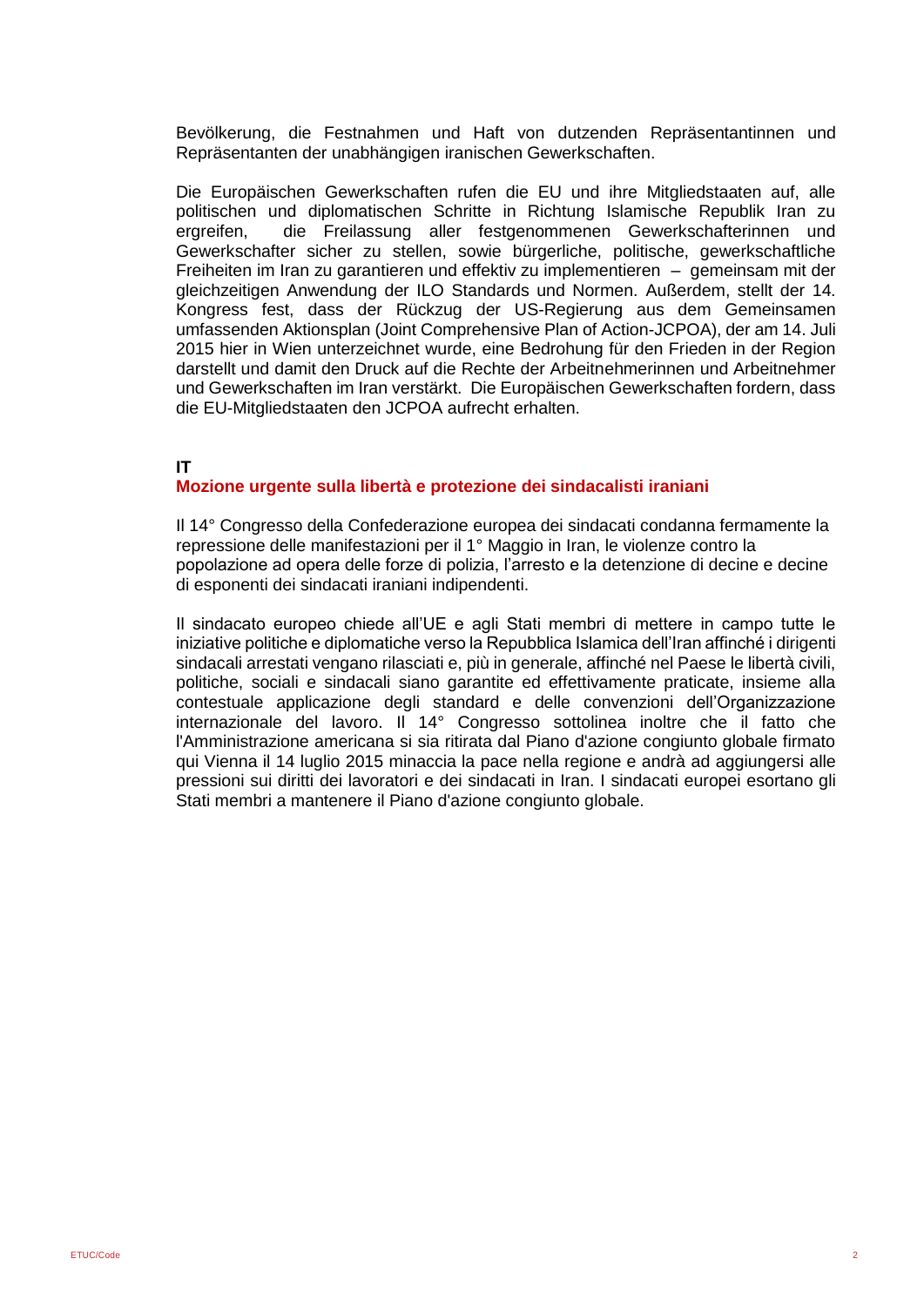Bevölkerung, die Festnahmen und Haft von dutzenden Repräsentantinnen und Repräsentanten der unabhängigen iranischen Gewerkschaften.

Die Europäischen Gewerkschaften rufen die EU und ihre Mitgliedstaaten auf, alle politischen und diplomatischen Schritte in Richtung Islamische Republik Iran zu ergreifen, die Freilassung aller festgenommenen Gewerkschafterinnen und Gewerkschafter sicher zu stellen, sowie bürgerliche, politische, gewerkschaftliche Freiheiten im Iran zu garantieren und effektiv zu implementieren – gemeinsam mit der gleichzeitigen Anwendung der ILO Standards und Normen. Außerdem, stellt der 14. Kongress fest, dass der Rückzug der US-Regierung aus dem Gemeinsamen umfassenden Aktionsplan (Joint Comprehensive Plan of Action-JCPOA), der am 14. Juli 2015 hier in Wien unterzeichnet wurde, eine Bedrohung für den Frieden in der Region darstellt und damit den Druck auf die Rechte der Arbeitnehmerinnen und Arbeitnehmer und Gewerkschaften im Iran verstärkt. Die Europäischen Gewerkschaften fordern, dass die EU-Mitgliedstaaten den JCPOA aufrecht erhalten.

**IT**

## Mozione urgente sulla libertà e protezione dei sindacalisti iraniani

Il 14° Congresso della Confederazione europea dei sindacati condanna fermamente la repressione delle manifestazioni per il 1° Maggio in Iran, le violenze contro la popolazione ad opera delle forze di polizia, l'arresto e la detenzione di decine e decine di esponenti dei sindacati iraniani indipendenti.

Il sindacato europeo chiede all'UE e agli Stati membri di mettere in campo tutte le iniziative politiche e diplomatiche verso la Repubblica Islamica dell'Iran affinché i dirigenti sindacali arrestati vengano rilasciati e, più in generale, affinché nel Paese le libertà civili, politiche, sociali e sindacali siano garantite ed effettivamente praticate, insieme alla contestuale applicazione degli standard e delle convenzioni dell'Organizzazione internazionale del lavoro. Il 14° Congresso sottolinea inoltre che il fatto che l'Amministrazione americana si sia ritirata dal Piano d'azione congiunto globale firmato qui Vienna il 14 luglio 2015 minaccia la pace nella regione e andrà ad aggiungersi alle pressioni sui diritti dei lavoratori e dei sindacati in Iran. I sindacati europei esortano gli Stati membri a mantenere il Piano d'azione congiunto globale.